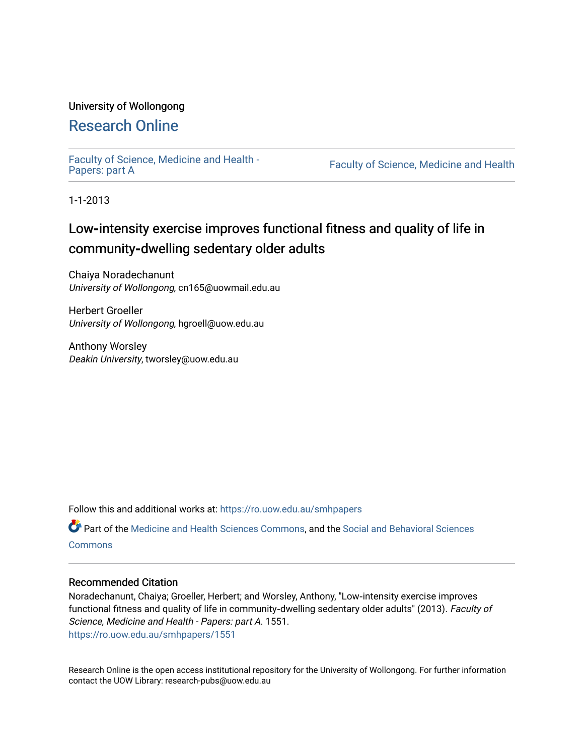University of Wollongong

# Research Online

Faculty of Science, Medicine and Health - Papers: part A

Faculty of Science, Medicine and Health

1-1-2013

## Low-intensity exercise improves functional fitness and quality of life in community-dwelling sedentary older adults

Chaiya Noradechanunt
*University of Wollongong*, cn165@uowmail.edu.au

Herbert Groeller
*University of Wollongong*, hgroell@uow.edu.au

Anthony Worsley
*Deakin University*, tworsley@uow.edu.au

Follow this and additional works at: https://ro.uow.edu.au/smhpapers

Part of the Medicine and Health Sciences Commons, and the Social and Behavioral Sciences Commons

### Recommended Citation

Noradechanunt, Chaiya; Groeller, Herbert; and Worsley, Anthony, "Low-intensity exercise improves functional fitness and quality of life in community-dwelling sedentary older adults" (2013). *Faculty of Science, Medicine and Health - Papers: part A*. 1551.
https://ro.uow.edu.au/smhpapers/1551

Research Online is the open access institutional repository for the University of Wollongong. For further information contact the UOW Library: research-pubs@uow.edu.au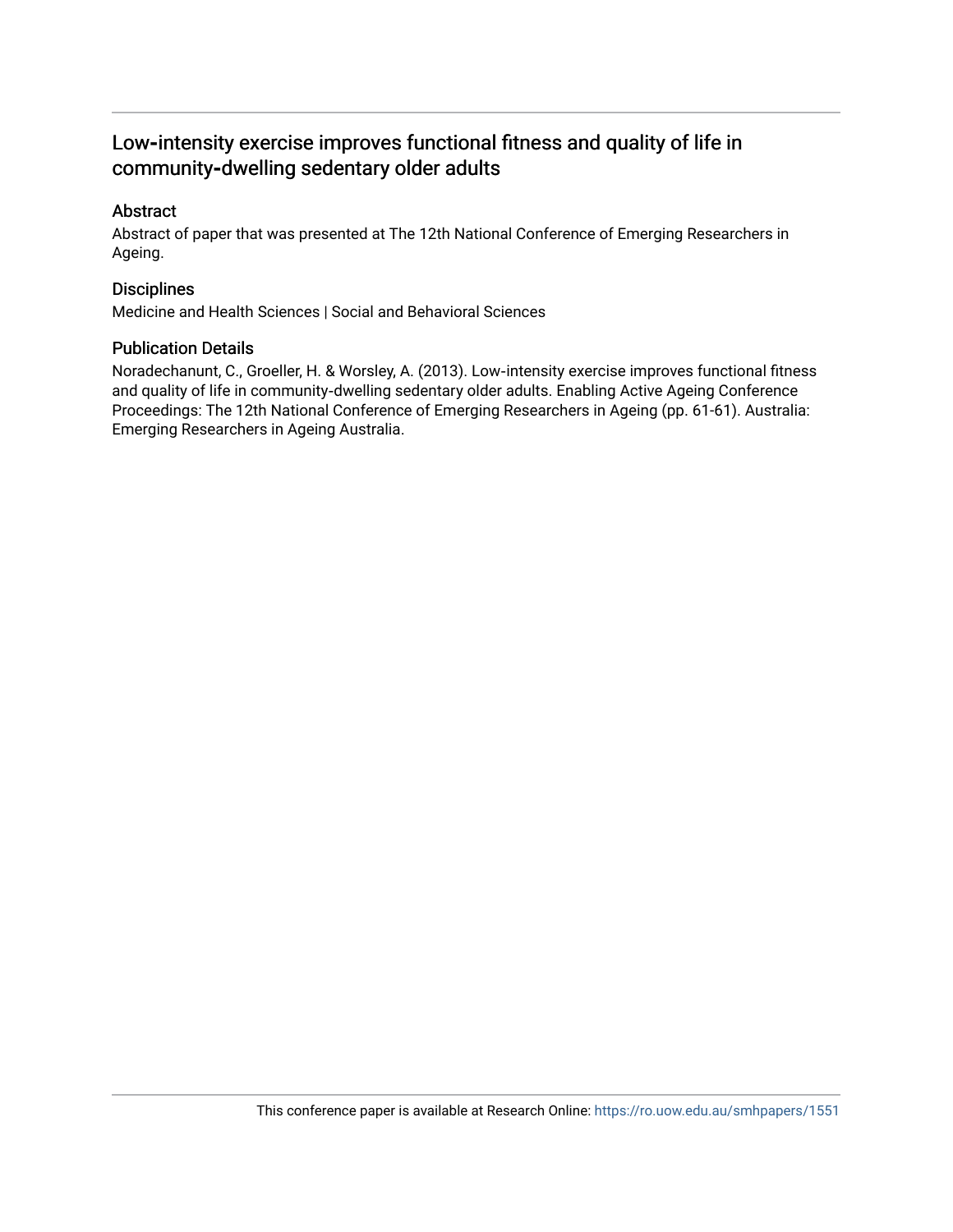# Low-intensity exercise improves functional fitness and quality of life in community-dwelling sedentary older adults

## Abstract

Abstract of paper that was presented at The 12th National Conference of Emerging Researchers in Ageing.

## Disciplines

Medicine and Health Sciences | Social and Behavioral Sciences

## Publication Details

Noradechanunt, C., Groeller, H. & Worsley, A. (2013). Low-intensity exercise improves functional fitness and quality of life in community-dwelling sedentary older adults. Enabling Active Ageing Conference Proceedings: The 12th National Conference of Emerging Researchers in Ageing (pp. 61-61). Australia: Emerging Researchers in Ageing Australia.

This conference paper is available at Research Online: https://ro.uow.edu.au/smhpapers/1551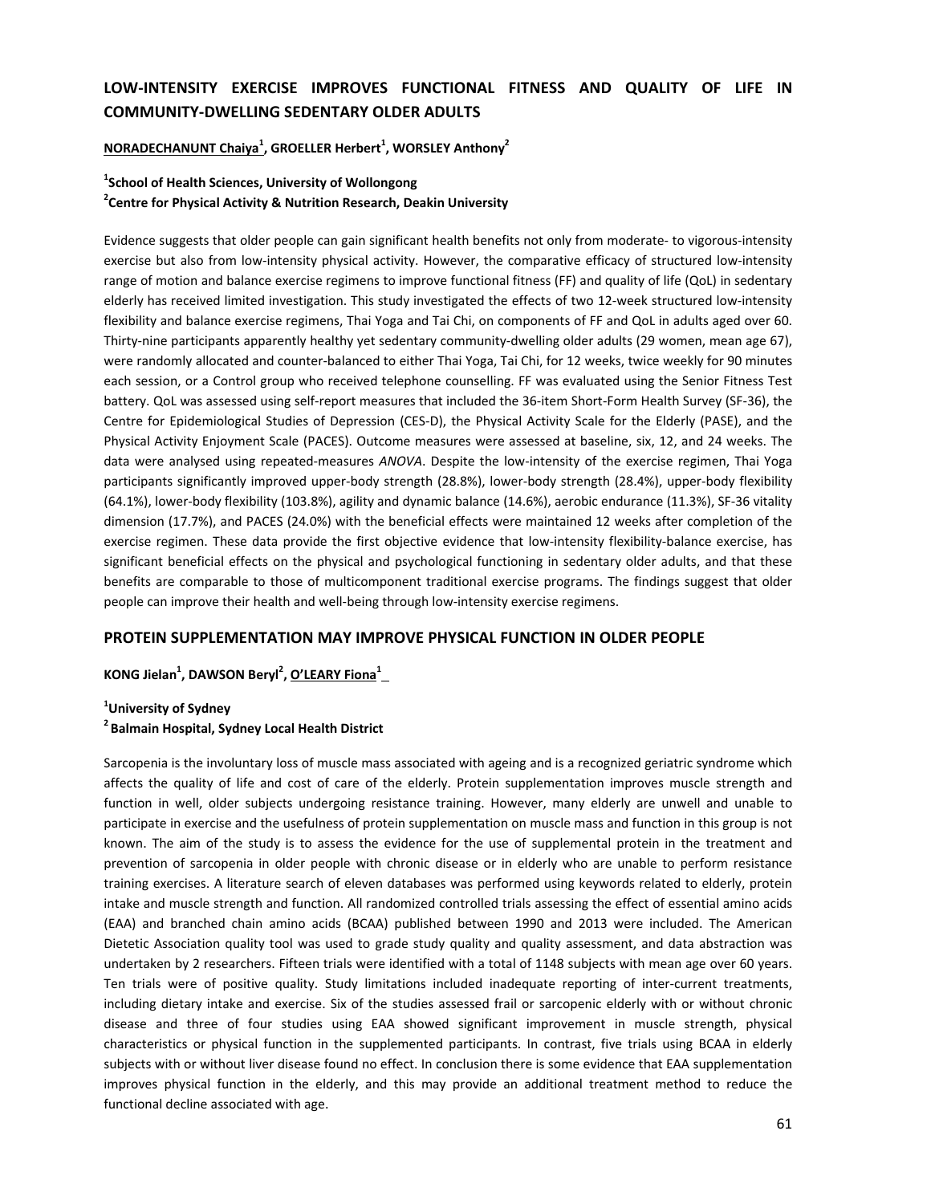## LOW-INTENSITY EXERCISE IMPROVES FUNCTIONAL FITNESS AND QUALITY OF LIFE IN COMMUNITY-DWELLING SEDENTARY OLDER ADULTS

**NORADECHANUNT Chaiya[1], GROELLER Herbert[1], WORSLEY Anthony[2]**

**[1]School of Health Sciences, University of Wollongong**
**[2]Centre for Physical Activity & Nutrition Research, Deakin University**

Evidence suggests that older people can gain significant health benefits not only from moderate- to vigorous-intensity exercise but also from low-intensity physical activity. However, the comparative efficacy of structured low-intensity range of motion and balance exercise regimens to improve functional fitness (FF) and quality of life (QoL) in sedentary elderly has received limited investigation. This study investigated the effects of two 12-week structured low-intensity flexibility and balance exercise regimens, Thai Yoga and Tai Chi, on components of FF and QoL in adults aged over 60. Thirty-nine participants apparently healthy yet sedentary community-dwelling older adults (29 women, mean age 67), were randomly allocated and counter-balanced to either Thai Yoga, Tai Chi, for 12 weeks, twice weekly for 90 minutes each session, or a Control group who received telephone counselling. FF was evaluated using the Senior Fitness Test battery. QoL was assessed using self-report measures that included the 36-item Short-Form Health Survey (SF-36), the Centre for Epidemiological Studies of Depression (CES-D), the Physical Activity Scale for the Elderly (PASE), and the Physical Activity Enjoyment Scale (PACES). Outcome measures were assessed at baseline, six, 12, and 24 weeks. The data were analysed using repeated-measures *ANOVA*. Despite the low-intensity of the exercise regimen, Thai Yoga participants significantly improved upper-body strength (28.8%), lower-body strength (28.4%), upper-body flexibility (64.1%), lower-body flexibility (103.8%), agility and dynamic balance (14.6%), aerobic endurance (11.3%), SF-36 vitality dimension (17.7%), and PACES (24.0%) with the beneficial effects were maintained 12 weeks after completion of the exercise regimen. These data provide the first objective evidence that low-intensity flexibility-balance exercise, has significant beneficial effects on the physical and psychological functioning in sedentary older adults, and that these benefits are comparable to those of multicomponent traditional exercise programs. The findings suggest that older people can improve their health and well-being through low-intensity exercise regimens.

## PROTEIN SUPPLEMENTATION MAY IMPROVE PHYSICAL FUNCTION IN OLDER PEOPLE

**KONG Jielan[1], DAWSON Beryl[2], O'LEARY Fiona[1]**

**[1]University of Sydney**
**[2] Balmain Hospital, Sydney Local Health District**

Sarcopenia is the involuntary loss of muscle mass associated with ageing and is a recognized geriatric syndrome which affects the quality of life and cost of care of the elderly. Protein supplementation improves muscle strength and function in well, older subjects undergoing resistance training. However, many elderly are unwell and unable to participate in exercise and the usefulness of protein supplementation on muscle mass and function in this group is not known. The aim of the study is to assess the evidence for the use of supplemental protein in the treatment and prevention of sarcopenia in older people with chronic disease or in elderly who are unable to perform resistance training exercises. A literature search of eleven databases was performed using keywords related to elderly, protein intake and muscle strength and function. All randomized controlled trials assessing the effect of essential amino acids (EAA) and branched chain amino acids (BCAA) published between 1990 and 2013 were included. The American Dietetic Association quality tool was used to grade study quality and quality assessment, and data abstraction was undertaken by 2 researchers. Fifteen trials were identified with a total of 1148 subjects with mean age over 60 years. Ten trials were of positive quality. Study limitations included inadequate reporting of inter-current treatments, including dietary intake and exercise. Six of the studies assessed frail or sarcopenic elderly with or without chronic disease and three of four studies using EAA showed significant improvement in muscle strength, physical characteristics or physical function in the supplemented participants. In contrast, five trials using BCAA in elderly subjects with or without liver disease found no effect. In conclusion there is some evidence that EAA supplementation improves physical function in the elderly, and this may provide an additional treatment method to reduce the functional decline associated with age.